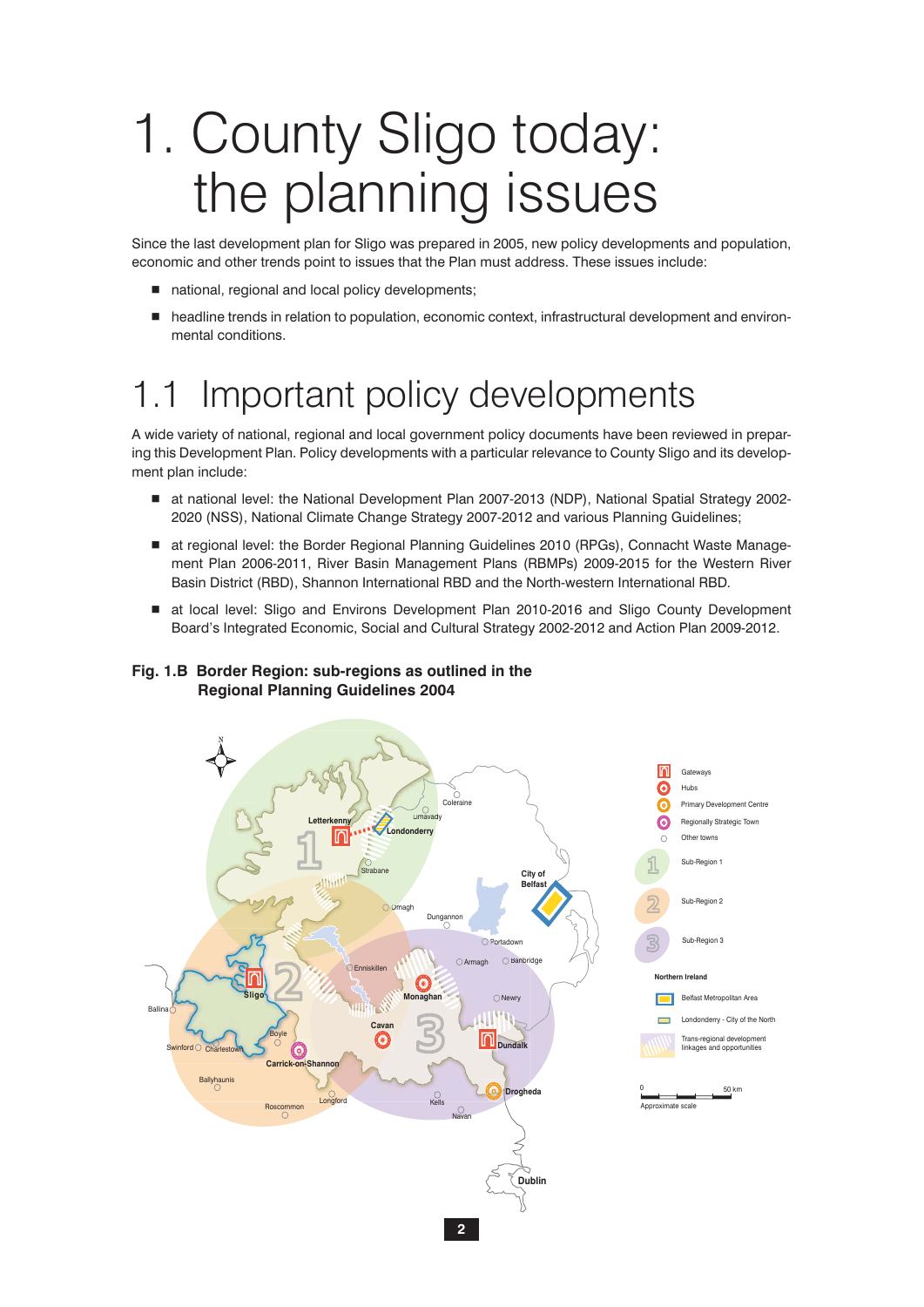# 1. County Sligo today: the planning issues

Since the last development plan for Sligo was prepared in 2005, new policy developments and population, economic and other trends point to issues that the Plan must address. These issues include:

- national, regional and local policy developments;
- headline trends in relation to population, economic context, infrastructural development and environmental conditions.

## 1.1 Important policy developments

A wide variety of national, regional and local government policy documents have been reviewed in preparing this Development Plan. Policy developments with a particular relevance to County Sligo and its development plan include:

- at national level: the National Development Plan 2007-2013 (NDP), National Spatial Strategy 2002-2020 (NSS), National Climate Change Strategy 2007-2012 and various Planning Guidelines;
- at regional level: the Border Regional Planning Guidelines 2010 (RPGs), Connacht Waste Management Plan 2006-2011, River Basin Management Plans (RBMPs) 2009-2015 for the Western River Basin District (RBD), Shannon International RBD and the North-western International RBD.
- at local level: Sligo and Environs Development Plan 2010-2016 and Sligo County Development Board's Integrated Economic, Social and Cultural Strategy 2002-2012 and Action Plan 2009-2012.

**Fig. 1.B Border Region: sub-regions as outlined in the Regional Planning Guidelines 2004**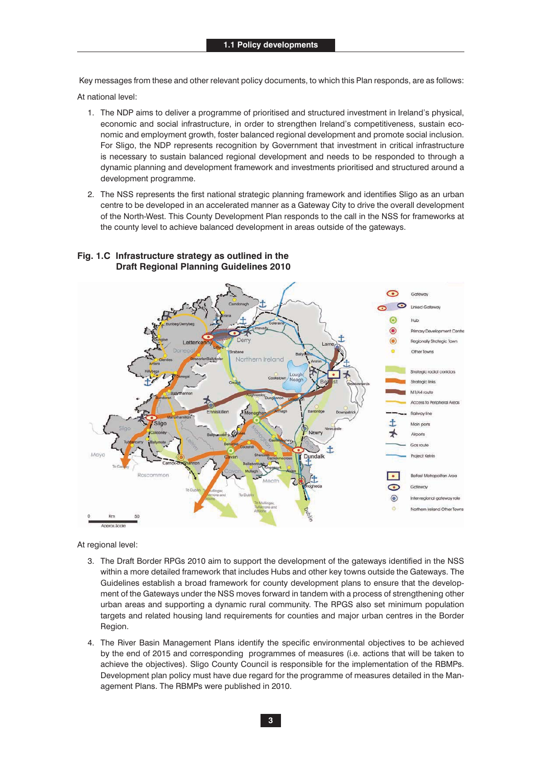Key messages from these and other relevant policy documents, to which this Plan responds, are as follows:

At national level:

1. The NDP aims to deliver a programme of prioritised and structured investment in Ireland's physical, economic and social infrastructure, in order to strengthen Ireland's competitiveness, sustain economic and employment growth, foster balanced regional development and promote social inclusion. For Sligo, the NDP represents recognition by Government that investment in critical infrastructure is necessary to sustain balanced regional development and needs to be responded to through a dynamic planning and development framework and investments prioritised and structured around a development programme.

2. The NSS represents the first national strategic planning framework and identifies Sligo as an urban centre to be developed in an accelerated manner as a Gateway City to drive the overall development of the North-West. This County Development Plan responds to the call in the NSS for frameworks at the county level to achieve balanced development in areas outside of the gateways.

**Fig. 1.C Infrastructure strategy as outlined in the Draft Regional Planning Guidelines 2010**

At regional level:

3. The Draft Border RPGs 2010 aim to support the development of the gateways identified in the NSS within a more detailed framework that includes Hubs and other key towns outside the Gateways. The Guidelines establish a broad framework for county development plans to ensure that the development of the Gateways under the NSS moves forward in tandem with a process of strengthening other urban areas and supporting a dynamic rural community. The RPGS also set minimum population targets and related housing land requirements for counties and major urban centres in the Border Region.

4. The River Basin Management Plans identify the specific environmental objectives to be achieved by the end of 2015 and corresponding programmes of measures (i.e. actions that will be taken to achieve the objectives). Sligo County Council is responsible for the implementation of the RBMPs. Development plan policy must have due regard for the programme of measures detailed in the Management Plans. The RBMPs were published in 2010.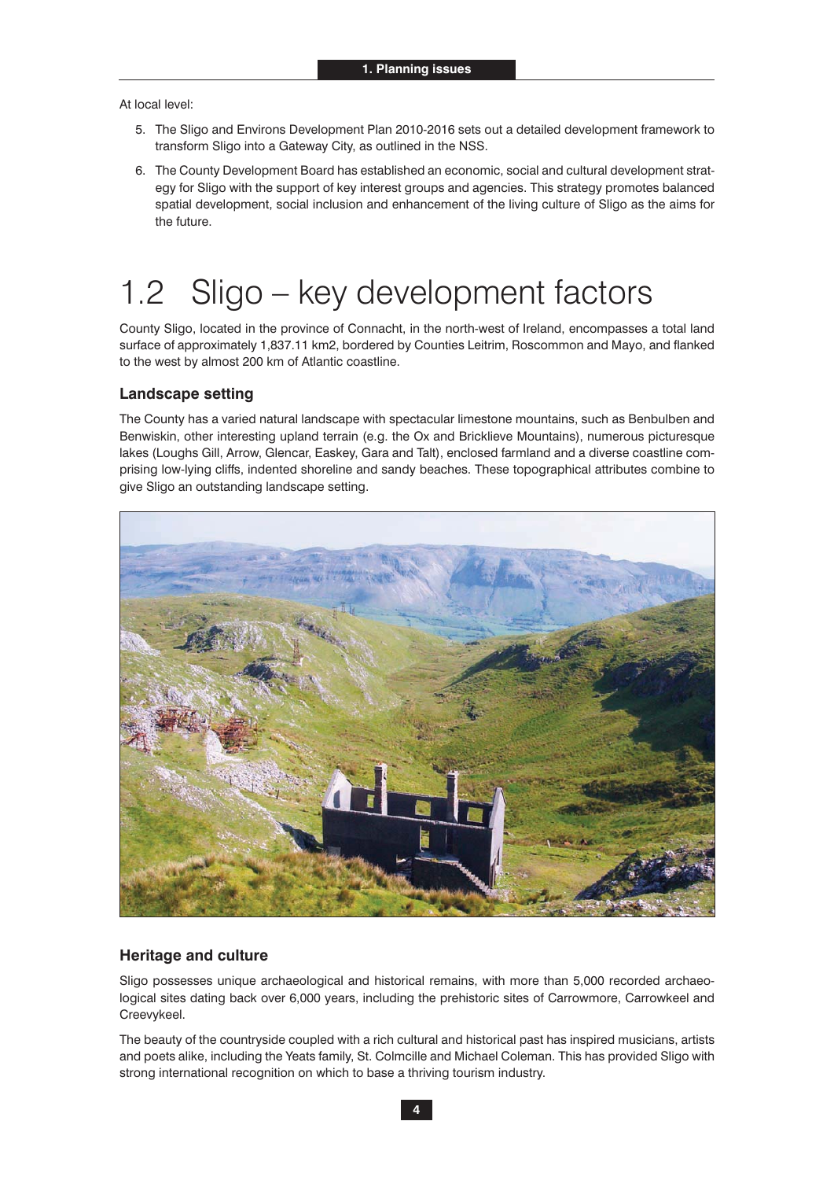At local level:

5. The Sligo and Environs Development Plan 2010-2016 sets out a detailed development framework to transform Sligo into a Gateway City, as outlined in the NSS.
6. The County Development Board has established an economic, social and cultural development strategy for Sligo with the support of key interest groups and agencies. This strategy promotes balanced spatial development, social inclusion and enhancement of the living culture of Sligo as the aims for the future.

# 1.2 Sligo – key development factors

County Sligo, located in the province of Connacht, in the north-west of Ireland, encompasses a total land surface of approximately 1,837.11 km2, bordered by Counties Leitrim, Roscommon and Mayo, and flanked to the west by almost 200 km of Atlantic coastline.

### Landscape setting

The County has a varied natural landscape with spectacular limestone mountains, such as Benbulben and Benwiskin, other interesting upland terrain (e.g. the Ox and Bricklieve Mountains), numerous picturesque lakes (Loughs Gill, Arrow, Glencar, Easkey, Gara and Talt), enclosed farmland and a diverse coastline comprising low-lying cliffs, indented shoreline and sandy beaches. These topographical attributes combine to give Sligo an outstanding landscape setting.

### Heritage and culture

Sligo possesses unique archaeological and historical remains, with more than 5,000 recorded archaeological sites dating back over 6,000 years, including the prehistoric sites of Carrowmore, Carrowkeel and Creevykeel.

The beauty of the countryside coupled with a rich cultural and historical past has inspired musicians, artists and poets alike, including the Yeats family, St. Colmcille and Michael Coleman. This has provided Sligo with strong international recognition on which to base a thriving tourism industry.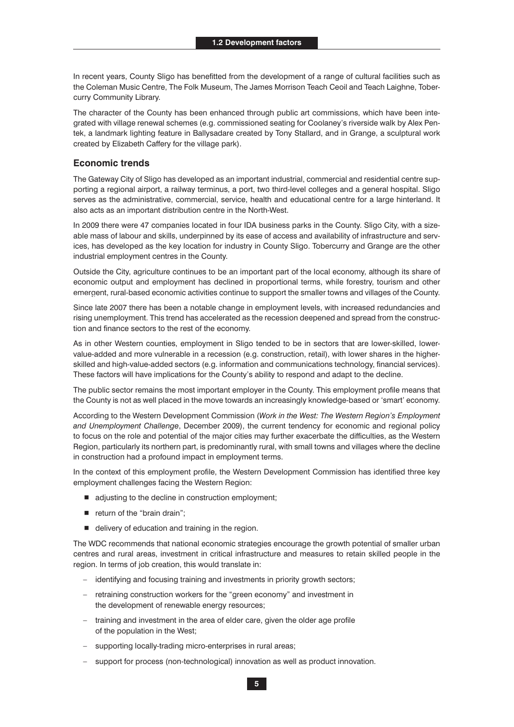In recent years, County Sligo has benefitted from the development of a range of cultural facilities such as the Coleman Music Centre, The Folk Museum, The James Morrison Teach Ceoil and Teach Laighne, Tobercurry Community Library.

The character of the County has been enhanced through public art commissions, which have been integrated with village renewal schemes (e.g. commissioned seating for Coolaney's riverside walk by Alex Pentek, a landmark lighting feature in Ballysadare created by Tony Stallard, and in Grange, a sculptural work created by Elizabeth Caffery for the village park).

## Economic trends

The Gateway City of Sligo has developed as an important industrial, commercial and residential centre supporting a regional airport, a railway terminus, a port, two third-level colleges and a general hospital. Sligo serves as the administrative, commercial, service, health and educational centre for a large hinterland. It also acts as an important distribution centre in the North-West.

In 2009 there were 47 companies located in four IDA business parks in the County. Sligo City, with a sizeable mass of labour and skills, underpinned by its ease of access and availability of infrastructure and services, has developed as the key location for industry in County Sligo. Tobercurry and Grange are the other industrial employment centres in the County.

Outside the City, agriculture continues to be an important part of the local economy, although its share of economic output and employment has declined in proportional terms, while forestry, tourism and other emergent, rural-based economic activities continue to support the smaller towns and villages of the County.

Since late 2007 there has been a notable change in employment levels, with increased redundancies and rising unemployment. This trend has accelerated as the recession deepened and spread from the construction and finance sectors to the rest of the economy.

As in other Western counties, employment in Sligo tended to be in sectors that are lower-skilled, lower-value-added and more vulnerable in a recession (e.g. construction, retail), with lower shares in the higher-skilled and high-value-added sectors (e.g. information and communications technology, financial services). These factors will have implications for the County's ability to respond and adapt to the decline.

The public sector remains the most important employer in the County. This employment profile means that the County is not as well placed in the move towards an increasingly knowledge-based or 'smart' economy.

According to the Western Development Commission (*Work in the West: The Western Region's Employment and Unemployment Challenge*, December 2009), the current tendency for economic and regional policy to focus on the role and potential of the major cities may further exacerbate the difficulties, as the Western Region, particularly its northern part, is predominantly rural, with small towns and villages where the decline in construction had a profound impact in employment terms.

In the context of this employment profile, the Western Development Commission has identified three key employment challenges facing the Western Region:

- adjusting to the decline in construction employment;
- return of the "brain drain";
- delivery of education and training in the region.

The WDC recommends that national economic strategies encourage the growth potential of smaller urban centres and rural areas, investment in critical infrastructure and measures to retain skilled people in the region. In terms of job creation, this would translate in:

- identifying and focusing training and investments in priority growth sectors;
- retraining construction workers for the "green economy" and investment in the development of renewable energy resources;
- training and investment in the area of elder care, given the older age profile of the population in the West;
- supporting locally-trading micro-enterprises in rural areas;
- support for process (non-technological) innovation as well as product innovation.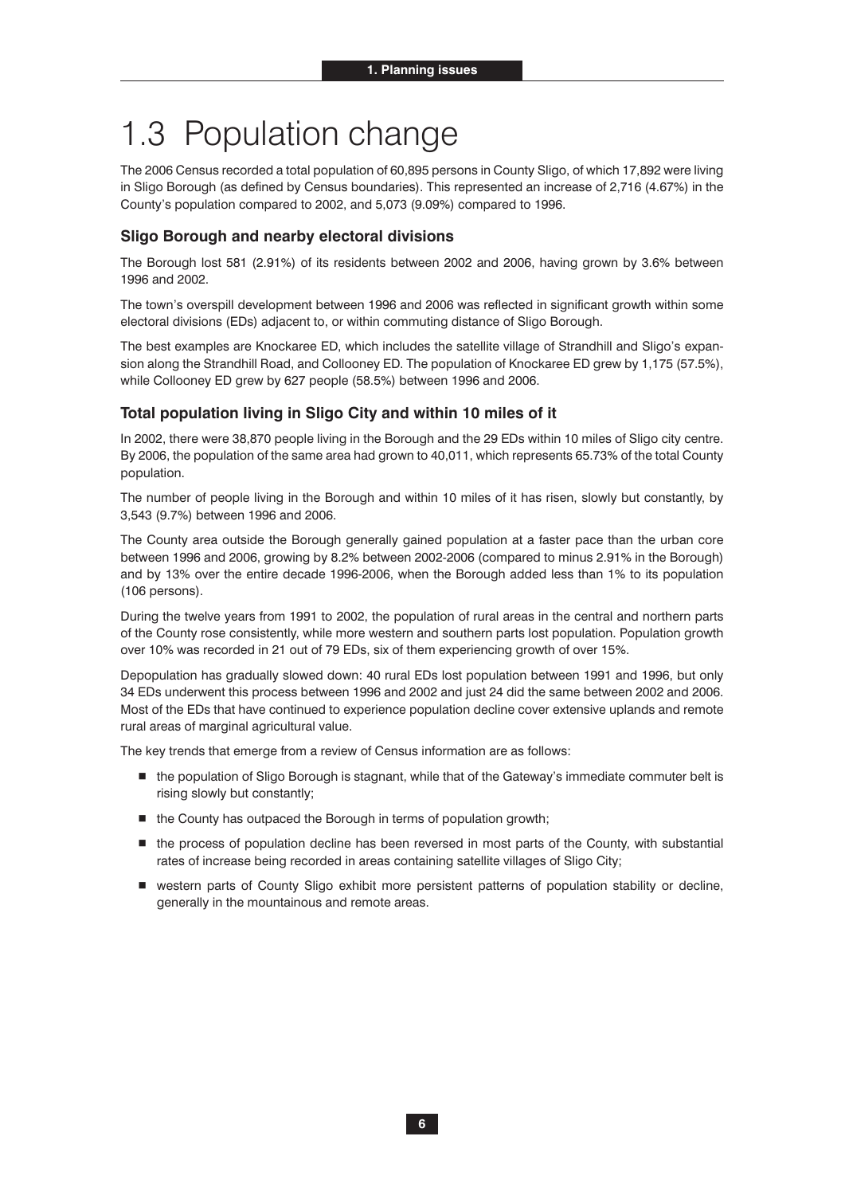# 1.3 Population change

The 2006 Census recorded a total population of 60,895 persons in County Sligo, of which 17,892 were living in Sligo Borough (as defined by Census boundaries). This represented an increase of 2,716 (4.67%) in the County's population compared to 2002, and 5,073 (9.09%) compared to 1996.

### Sligo Borough and nearby electoral divisions

The Borough lost 581 (2.91%) of its residents between 2002 and 2006, having grown by 3.6% between 1996 and 2002.

The town's overspill development between 1996 and 2006 was reflected in significant growth within some electoral divisions (EDs) adjacent to, or within commuting distance of Sligo Borough.

The best examples are Knockaree ED, which includes the satellite village of Strandhill and Sligo's expansion along the Strandhill Road, and Collooney ED. The population of Knockaree ED grew by 1,175 (57.5%), while Collooney ED grew by 627 people (58.5%) between 1996 and 2006.

### Total population living in Sligo City and within 10 miles of it

In 2002, there were 38,870 people living in the Borough and the 29 EDs within 10 miles of Sligo city centre. By 2006, the population of the same area had grown to 40,011, which represents 65.73% of the total County population.

The number of people living in the Borough and within 10 miles of it has risen, slowly but constantly, by 3,543 (9.7%) between 1996 and 2006.

The County area outside the Borough generally gained population at a faster pace than the urban core between 1996 and 2006, growing by 8.2% between 2002-2006 (compared to minus 2.91% in the Borough) and by 13% over the entire decade 1996-2006, when the Borough added less than 1% to its population (106 persons).

During the twelve years from 1991 to 2002, the population of rural areas in the central and northern parts of the County rose consistently, while more western and southern parts lost population. Population growth over 10% was recorded in 21 out of 79 EDs, six of them experiencing growth of over 15%.

Depopulation has gradually slowed down: 40 rural EDs lost population between 1991 and 1996, but only 34 EDs underwent this process between 1996 and 2002 and just 24 did the same between 2002 and 2006. Most of the EDs that have continued to experience population decline cover extensive uplands and remote rural areas of marginal agricultural value.

The key trends that emerge from a review of Census information are as follows:

- the population of Sligo Borough is stagnant, while that of the Gateway's immediate commuter belt is rising slowly but constantly;
- the County has outpaced the Borough in terms of population growth;
- the process of population decline has been reversed in most parts of the County, with substantial rates of increase being recorded in areas containing satellite villages of Sligo City;
- western parts of County Sligo exhibit more persistent patterns of population stability or decline, generally in the mountainous and remote areas.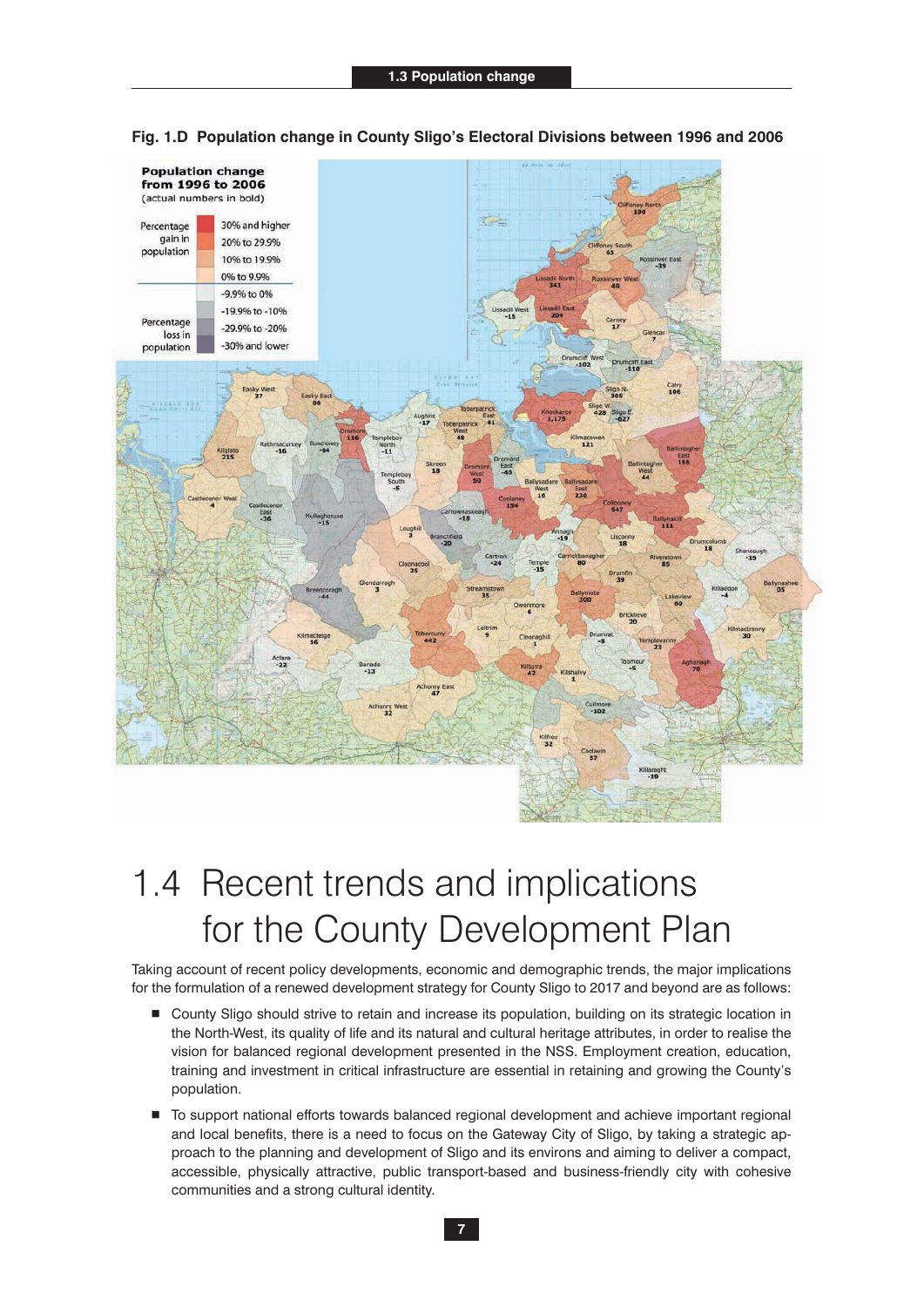**Fig. 1.D Population change in County Sligo's Electoral Divisions between 1996 and 2006**

# 1.4 Recent trends and implications for the County Development Plan

Taking account of recent policy developments, economic and demographic trends, the major implications for the formulation of a renewed development strategy for County Sligo to 2017 and beyond are as follows:

- County Sligo should strive to retain and increase its population, building on its strategic location in the North-West, its quality of life and its natural and cultural heritage attributes, in order to realise the vision for balanced regional development presented in the NSS. Employment creation, education, training and investment in critical infrastructure are essential in retaining and growing the County's population.
- To support national efforts towards balanced regional development and achieve important regional and local benefits, there is a need to focus on the Gateway City of Sligo, by taking a strategic approach to the planning and development of Sligo and its environs and aiming to deliver a compact, accessible, physically attractive, public transport-based and business-friendly city with cohesive communities and a strong cultural identity.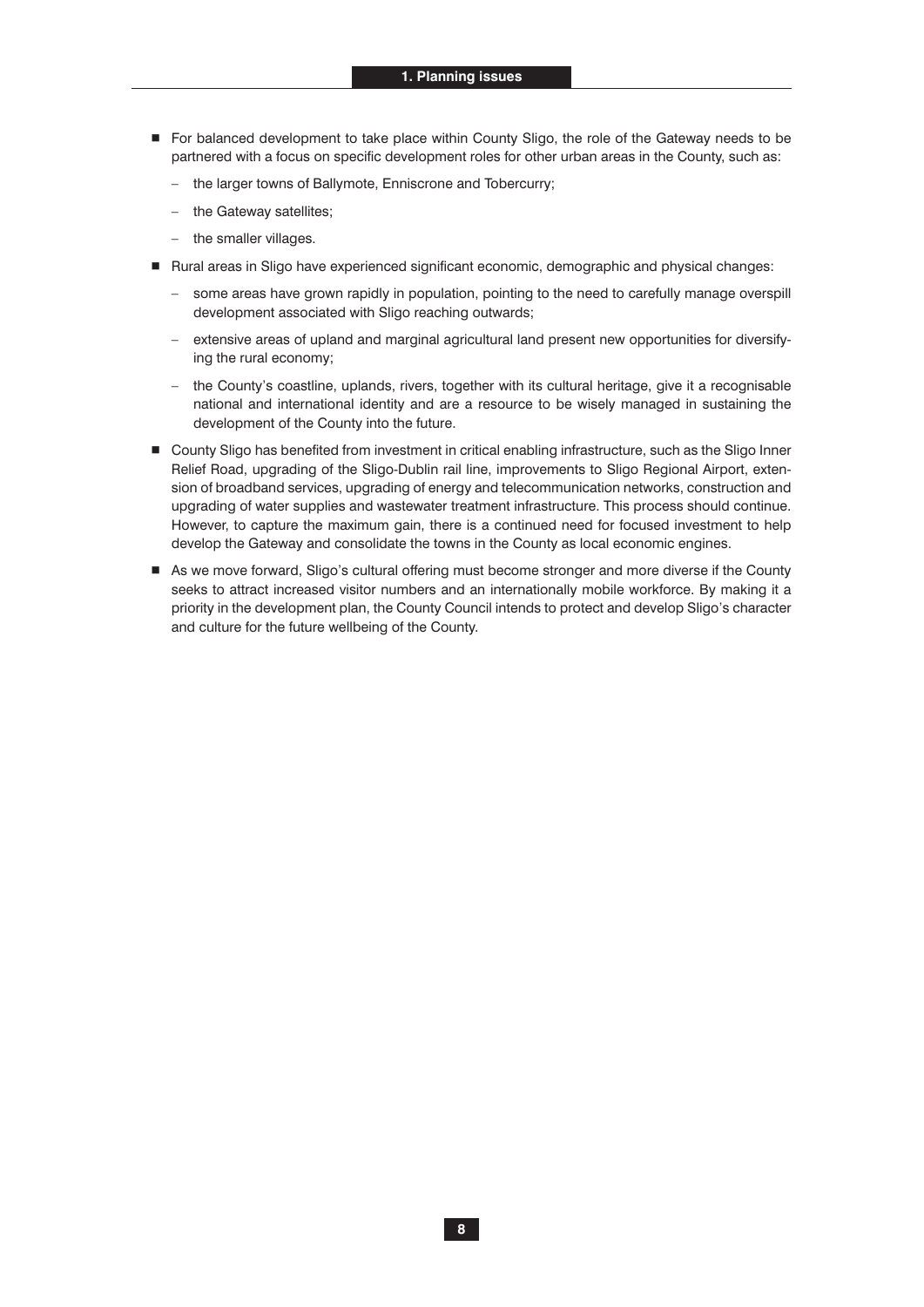- For balanced development to take place within County Sligo, the role of the Gateway needs to be partnered with a focus on specific development roles for other urban areas in the County, such as:
  - the larger towns of Ballymote, Enniscrone and Tobercurry;
  - the Gateway satellites;
  - the smaller villages.
- Rural areas in Sligo have experienced significant economic, demographic and physical changes:
  - some areas have grown rapidly in population, pointing to the need to carefully manage overspill development associated with Sligo reaching outwards;
  - extensive areas of upland and marginal agricultural land present new opportunities for diversifying the rural economy;
  - the County's coastline, uplands, rivers, together with its cultural heritage, give it a recognisable national and international identity and are a resource to be wisely managed in sustaining the development of the County into the future.
- County Sligo has benefited from investment in critical enabling infrastructure, such as the Sligo Inner Relief Road, upgrading of the Sligo-Dublin rail line, improvements to Sligo Regional Airport, extension of broadband services, upgrading of energy and telecommunication networks, construction and upgrading of water supplies and wastewater treatment infrastructure. This process should continue. However, to capture the maximum gain, there is a continued need for focused investment to help develop the Gateway and consolidate the towns in the County as local economic engines.
- As we move forward, Sligo's cultural offering must become stronger and more diverse if the County seeks to attract increased visitor numbers and an internationally mobile workforce. By making it a priority in the development plan, the County Council intends to protect and develop Sligo's character and culture for the future wellbeing of the County.